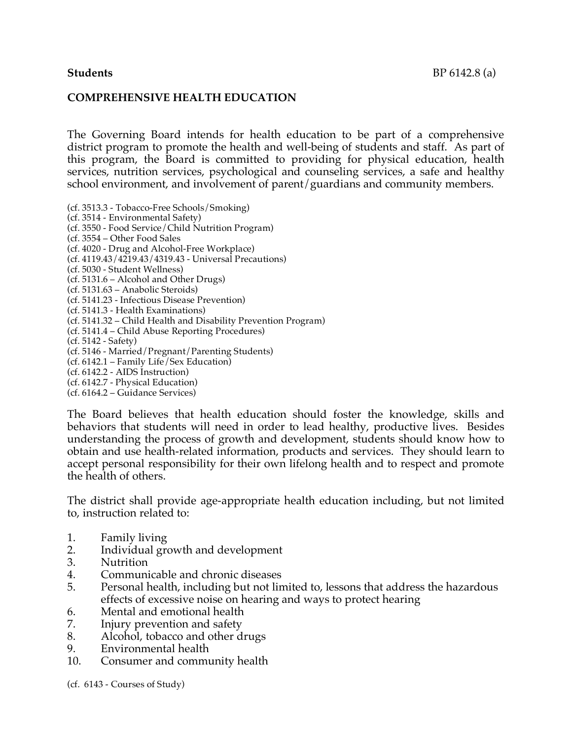**Students** BP 6142.8 (a)

## COMPREHENSIVE HEALTH EDUCATION

The Governing Board intends for health education to be part of a comprehensive district program to promote the health and well-being of students and staff. As part of this program, the Board is committed to providing for physical education, health services, nutrition services, psychological and counseling services, a safe and healthy school environment, and involvement of parent/guardians and community members.

(cf. 3513.3 - Tobacco-Free Schools/Smoking)
(cf. 3514 - Environmental Safety)
(cf. 3550 - Food Service/Child Nutrition Program)
(cf. 3554 – Other Food Sales
(cf. 4020 - Drug and Alcohol-Free Workplace)
(cf. 4119.43/4219.43/4319.43 - Universal Precautions)
(cf. 5030 - Student Wellness)
(cf. 5131.6 – Alcohol and Other Drugs)
(cf. 5131.63 – Anabolic Steroids)
(cf. 5141.23 - Infectious Disease Prevention)
(cf. 5141.3 - Health Examinations)
(cf. 5141.32 – Child Health and Disability Prevention Program)
(cf. 5141.4 – Child Abuse Reporting Procedures)
(cf. 5142 - Safety)
(cf. 5146 - Married/Pregnant/Parenting Students)
(cf. 6142.1 – Family Life/Sex Education)
(cf. 6142.2 - AIDS Instruction)
(cf. 6142.7 - Physical Education)
(cf. 6164.2 – Guidance Services)

The Board believes that health education should foster the knowledge, skills and behaviors that students will need in order to lead healthy, productive lives. Besides understanding the process of growth and development, students should know how to obtain and use health-related information, products and services. They should learn to accept personal responsibility for their own lifelong health and to respect and promote the health of others.

The district shall provide age-appropriate health education including, but not limited to, instruction related to:

1. Family living
2. Individual growth and development
3. Nutrition
4. Communicable and chronic diseases
5. Personal health, including but not limited to, lessons that address the hazardous effects of excessive noise on hearing and ways to protect hearing
6. Mental and emotional health
7. Injury prevention and safety
8. Alcohol, tobacco and other drugs
9. Environmental health
10. Consumer and community health

(cf. 6143 - Courses of Study)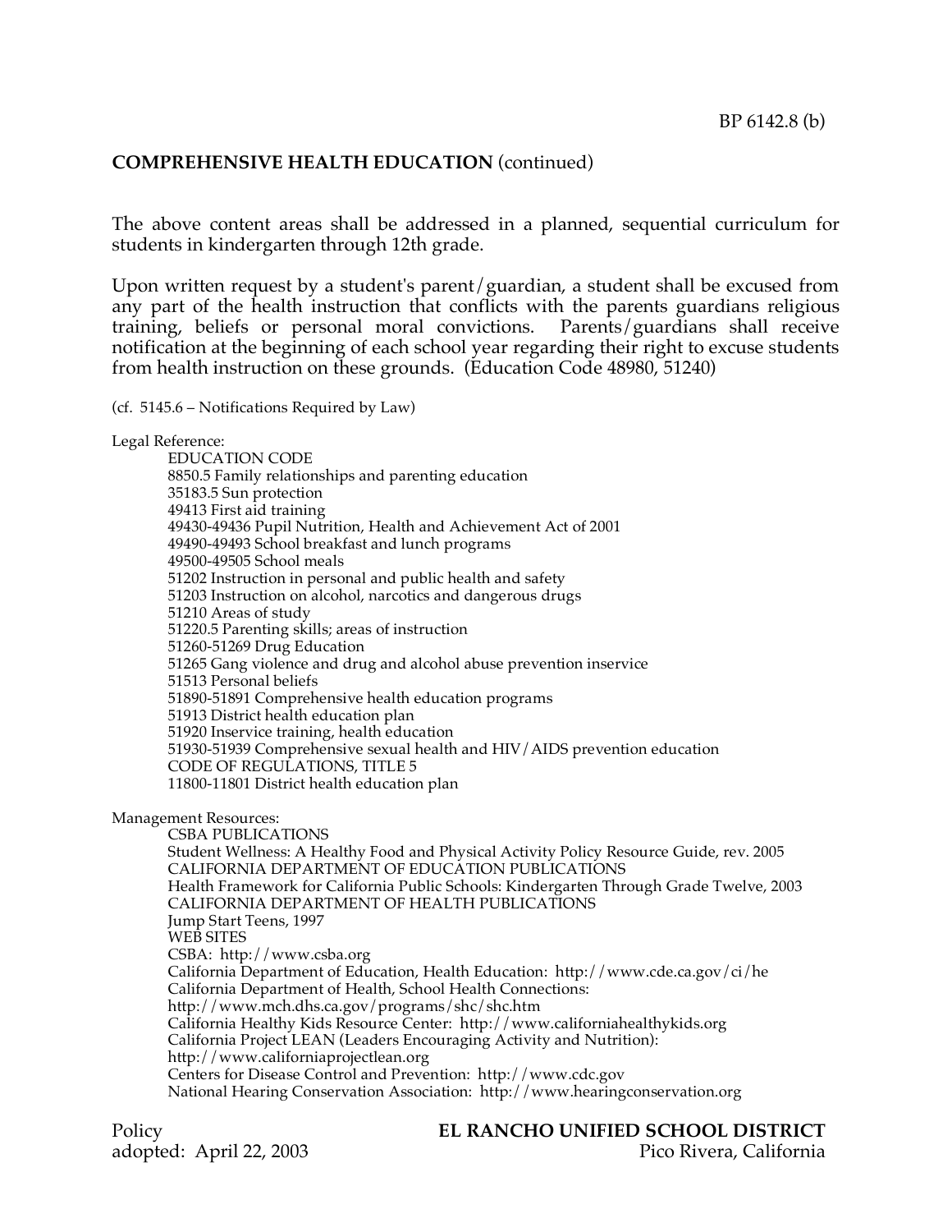**COMPREHENSIVE HEALTH EDUCATION** (continued)

The above content areas shall be addressed in a planned, sequential curriculum for students in kindergarten through 12th grade.

Upon written request by a student's parent/guardian, a student shall be excused from any part of the health instruction that conflicts with the parents guardians religious training, beliefs or personal moral convictions. Parents/guardians shall receive notification at the beginning of each school year regarding their right to excuse students from health instruction on these grounds. (Education Code 48980, 51240)

(cf. 5145.6 – Notifications Required by Law)

Legal Reference:

EDUCATION CODE
8850.5 Family relationships and parenting education
35183.5 Sun protection
49413 First aid training
49430-49436 Pupil Nutrition, Health and Achievement Act of 2001
49490-49493 School breakfast and lunch programs
49500-49505 School meals
51202 Instruction in personal and public health and safety
51203 Instruction on alcohol, narcotics and dangerous drugs
51210 Areas of study
51220.5 Parenting skills; areas of instruction
51260-51269 Drug Education
51265 Gang violence and drug and alcohol abuse prevention inservice
51513 Personal beliefs
51890-51891 Comprehensive health education programs
51913 District health education plan
51920 Inservice training, health education
51930-51939 Comprehensive sexual health and HIV/AIDS prevention education
CODE OF REGULATIONS, TITLE 5
11800-11801 District health education plan

Management Resources:

CSBA PUBLICATIONS
Student Wellness: A Healthy Food and Physical Activity Policy Resource Guide, rev. 2005
CALIFORNIA DEPARTMENT OF EDUCATION PUBLICATIONS
Health Framework for California Public Schools: Kindergarten Through Grade Twelve, 2003
CALIFORNIA DEPARTMENT OF HEALTH PUBLICATIONS
Jump Start Teens, 1997
WEB SITES
CSBA: http://www.csba.org
California Department of Education, Health Education: http://www.cde.ca.gov/ci/he
California Department of Health, School Health Connections:
http://www.mch.dhs.ca.gov/programs/shc/shc.htm
California Healthy Kids Resource Center: http://www.californiahealthykids.org
California Project LEAN (Leaders Encouraging Activity and Nutrition):
http://www.californiaprojectlean.org
Centers for Disease Control and Prevention: http://www.cdc.gov
National Hearing Conservation Association: http://www.hearingconservation.org

Policy
adopted: April 22, 2003

**EL RANCHO UNIFIED SCHOOL DISTRICT**
Pico Rivera, California